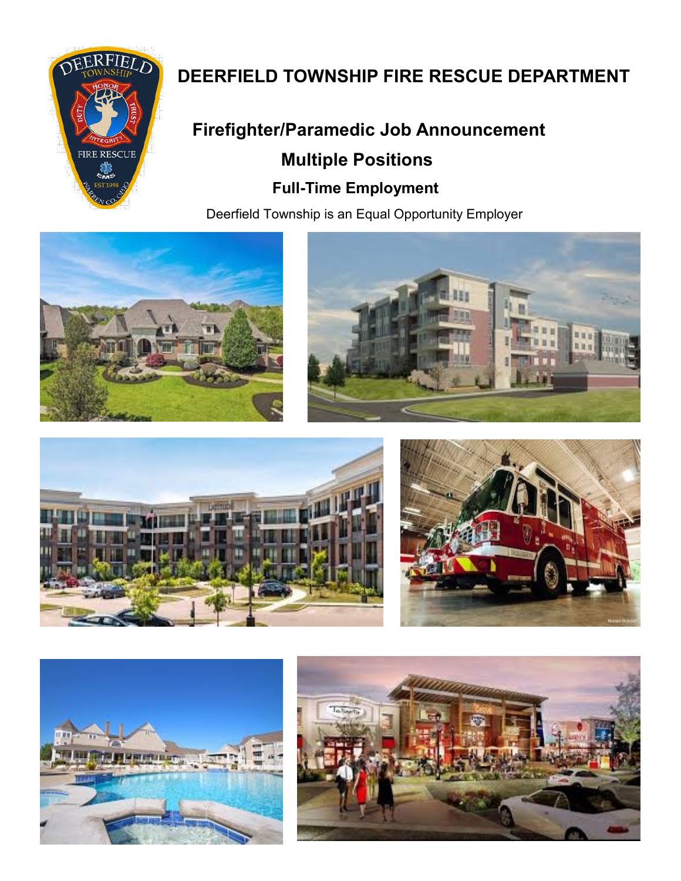# DEERFIELD TOWNSHIP FIRE RESCUE DEPARTMENT

## Firefighter/Paramedic Job Announcement

## Multiple Positions

### Full-Time Employment

Deerfield Township is an Equal Opportunity Employer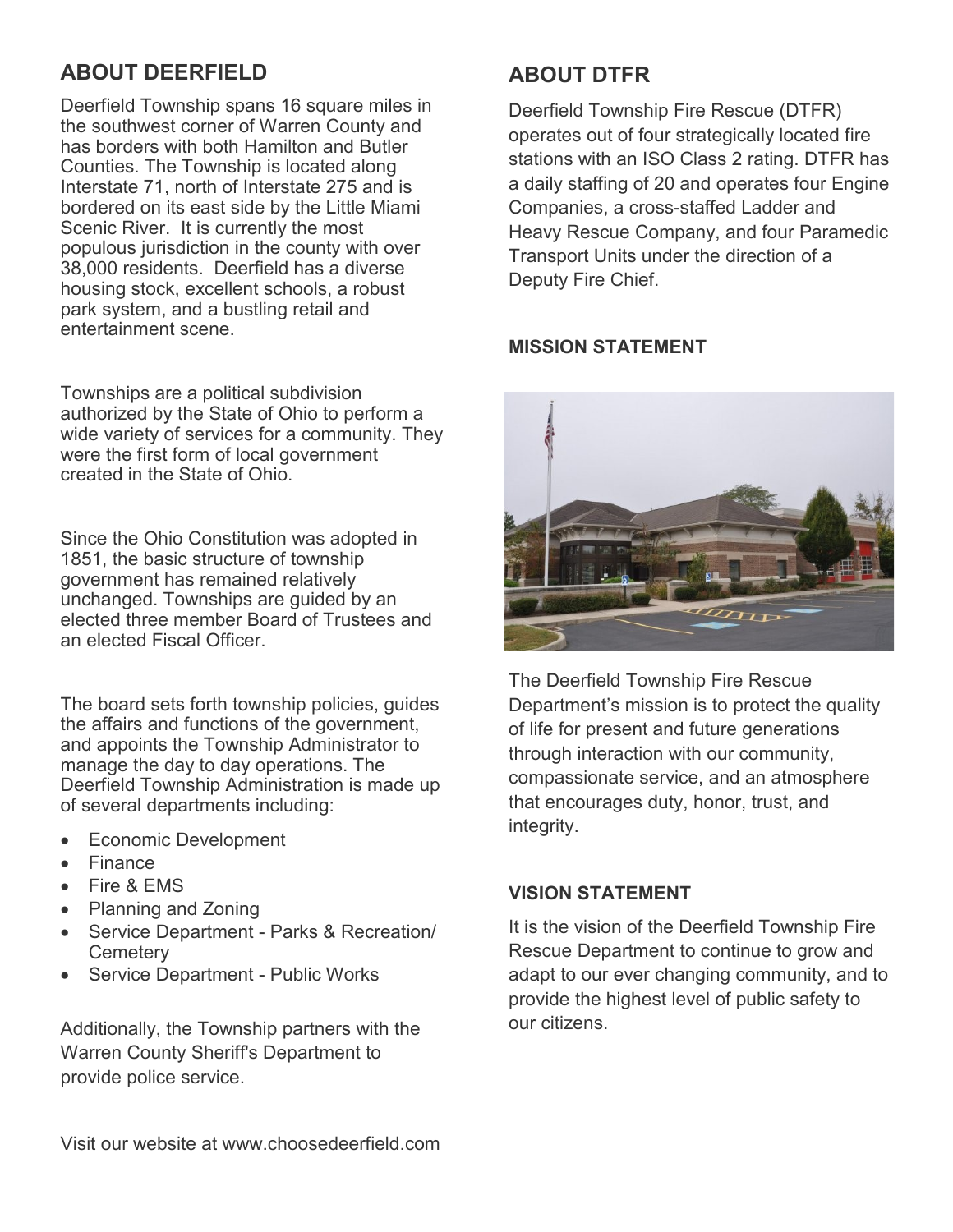## ABOUT DEERFIELD

Deerfield Township spans 16 square miles in the southwest corner of Warren County and has borders with both Hamilton and Butler Counties. The Township is located along Interstate 71, north of Interstate 275 and is bordered on its east side by the Little Miami Scenic River. It is currently the most populous jurisdiction in the county with over 38,000 residents. Deerfield has a diverse housing stock, excellent schools, a robust park system, and a bustling retail and entertainment scene.

Townships are a political subdivision authorized by the State of Ohio to perform a wide variety of services for a community. They were the first form of local government created in the State of Ohio.

Since the Ohio Constitution was adopted in 1851, the basic structure of township government has remained relatively unchanged. Townships are guided by an elected three member Board of Trustees and an elected Fiscal Officer.

The board sets forth township policies, guides the affairs and functions of the government, and appoints the Township Administrator to manage the day to day operations. The Deerfield Township Administration is made up of several departments including:

- Economic Development
- Finance
- Fire & EMS
- Planning and Zoning
- Service Department - Parks & Recreation/ Cemetery
- Service Department - Public Works

Additionally, the Township partners with the Warren County Sheriff's Department to provide police service.

Visit our website at www.choosedeerfield.com

## ABOUT DTFR

Deerfield Township Fire Rescue (DTFR) operates out of four strategically located fire stations with an ISO Class 2 rating. DTFR has a daily staffing of 20 and operates four Engine Companies, a cross-staffed Ladder and Heavy Rescue Company, and four Paramedic Transport Units under the direction of a Deputy Fire Chief.

### MISSION STATEMENT

The Deerfield Township Fire Rescue Department's mission is to protect the quality of life for present and future generations through interaction with our community, compassionate service, and an atmosphere that encourages duty, honor, trust, and integrity.

### VISION STATEMENT

It is the vision of the Deerfield Township Fire Rescue Department to continue to grow and adapt to our ever changing community, and to provide the highest level of public safety to our citizens.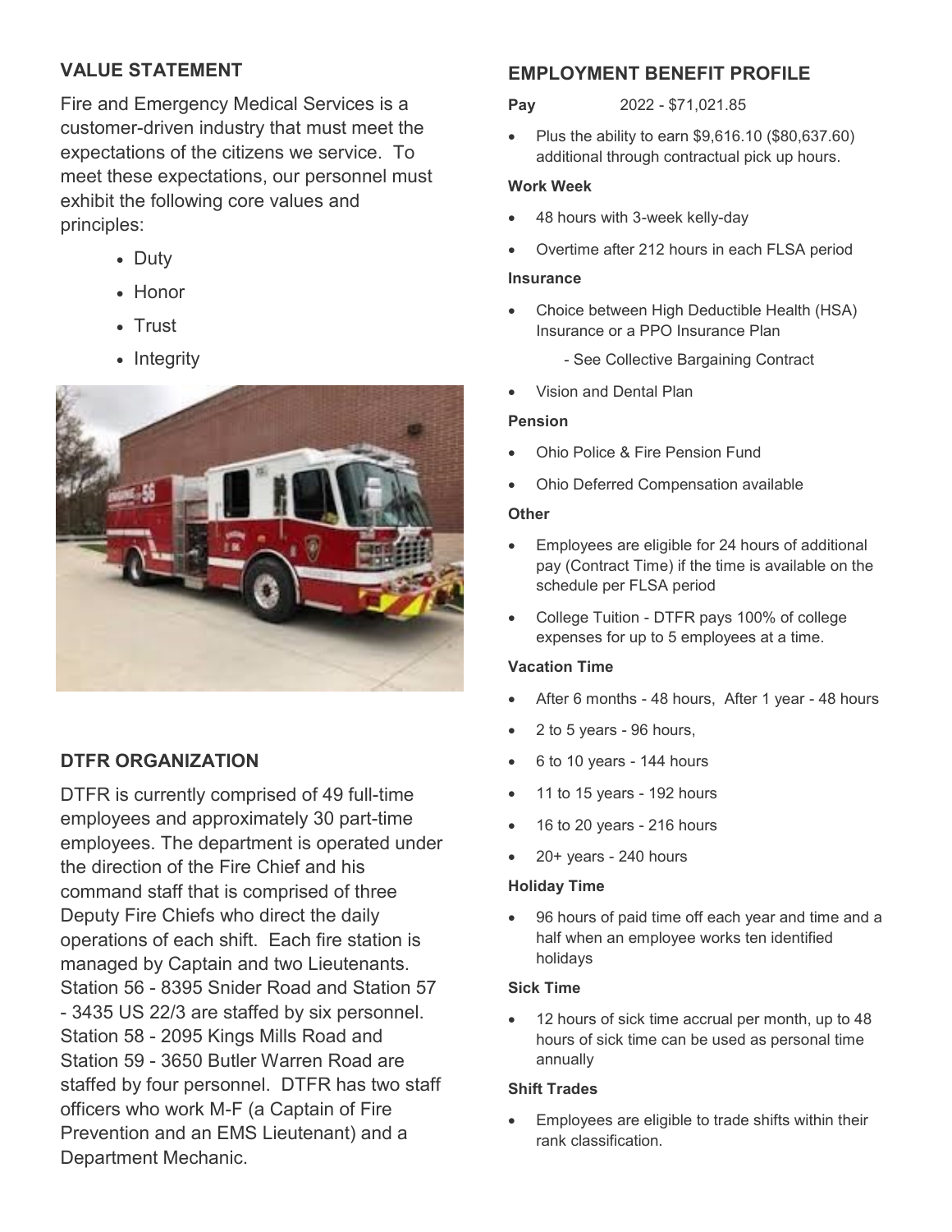## VALUE STATEMENT

Fire and Emergency Medical Services is a customer-driven industry that must meet the expectations of the citizens we service. To meet these expectations, our personnel must exhibit the following core values and principles:

- Duty
- Honor
- Trust
- Integrity

## DTFR ORGANIZATION

DTFR is currently comprised of 49 full-time employees and approximately 30 part-time employees. The department is operated under the direction of the Fire Chief and his command staff that is comprised of three Deputy Fire Chiefs who direct the daily operations of each shift. Each fire station is managed by Captain and two Lieutenants. Station 56 - 8395 Snider Road and Station 57 - 3435 US 22/3 are staffed by six personnel. Station 58 - 2095 Kings Mills Road and Station 59 - 3650 Butler Warren Road are staffed by four personnel. DTFR has two staff officers who work M-F (a Captain of Fire Prevention and an EMS Lieutenant) and a Department Mechanic.

## EMPLOYMENT BENEFIT PROFILE

**Pay** 2022 - $71,021.85

- Plus the ability to earn $9,616.10 ($80,637.60) additional through contractual pick up hours.

**Work Week**

- 48 hours with 3-week kelly-day
- Overtime after 212 hours in each FLSA period

**Insurance**

- Choice between High Deductible Health (HSA) Insurance or a PPO Insurance Plan
  - See Collective Bargaining Contract
- Vision and Dental Plan

**Pension**

- Ohio Police & Fire Pension Fund
- Ohio Deferred Compensation available

**Other**

- Employees are eligible for 24 hours of additional pay (Contract Time) if the time is available on the schedule per FLSA period
- College Tuition - DTFR pays 100% of college expenses for up to 5 employees at a time.

**Vacation Time**

- After 6 months - 48 hours, After 1 year - 48 hours
- 2 to 5 years - 96 hours,
- 6 to 10 years - 144 hours
- 11 to 15 years - 192 hours
- 16 to 20 years - 216 hours
- 20+ years - 240 hours

**Holiday Time**

- 96 hours of paid time off each year and time and a half when an employee works ten identified holidays

**Sick Time**

- 12 hours of sick time accrual per month, up to 48 hours of sick time can be used as personal time annually

**Shift Trades**

- Employees are eligible to trade shifts within their rank classification.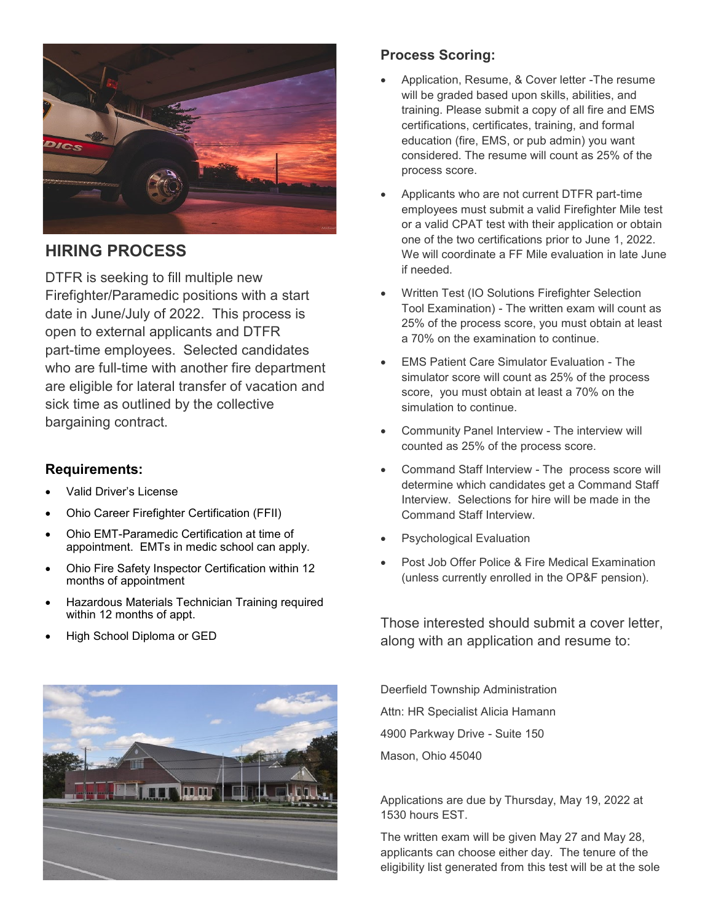## HIRING PROCESS

DTFR is seeking to fill multiple new Firefighter/Paramedic positions with a start date in June/July of 2022. This process is open to external applicants and DTFR part-time employees. Selected candidates who are full-time with another fire department are eligible for lateral transfer of vacation and sick time as outlined by the collective bargaining contract.

### Requirements:

- Valid Driver's License
- Ohio Career Firefighter Certification (FFII)
- Ohio EMT-Paramedic Certification at time of appointment. EMTs in medic school can apply.
- Ohio Fire Safety Inspector Certification within 12 months of appointment
- Hazardous Materials Technician Training required within 12 months of appt.
- High School Diploma or GED

### Process Scoring:

- Application, Resume, & Cover letter -The resume will be graded based upon skills, abilities, and training. Please submit a copy of all fire and EMS certifications, certificates, training, and formal education (fire, EMS, or pub admin) you want considered. The resume will count as 25% of the process score.
- Applicants who are not current DTFR part-time employees must submit a valid Firefighter Mile test or a valid CPAT test with their application or obtain one of the two certifications prior to June 1, 2022. We will coordinate a FF Mile evaluation in late June if needed.
- Written Test (IO Solutions Firefighter Selection Tool Examination) - The written exam will count as 25% of the process score, you must obtain at least a 70% on the examination to continue.
- EMS Patient Care Simulator Evaluation - The simulator score will count as 25% of the process score, you must obtain at least a 70% on the simulation to continue.
- Community Panel Interview - The interview will counted as 25% of the process score.
- Command Staff Interview - The process score will determine which candidates get a Command Staff Interview. Selections for hire will be made in the Command Staff Interview.
- Psychological Evaluation
- Post Job Offer Police & Fire Medical Examination (unless currently enrolled in the OP&F pension).

Those interested should submit a cover letter, along with an application and resume to:

Deerfield Township Administration
Attn: HR Specialist Alicia Hamann
4900 Parkway Drive - Suite 150
Mason, Ohio 45040

Applications are due by Thursday, May 19, 2022 at 1530 hours EST.

The written exam will be given May 27 and May 28, applicants can choose either day. The tenure of the eligibility list generated from this test will be at the sole